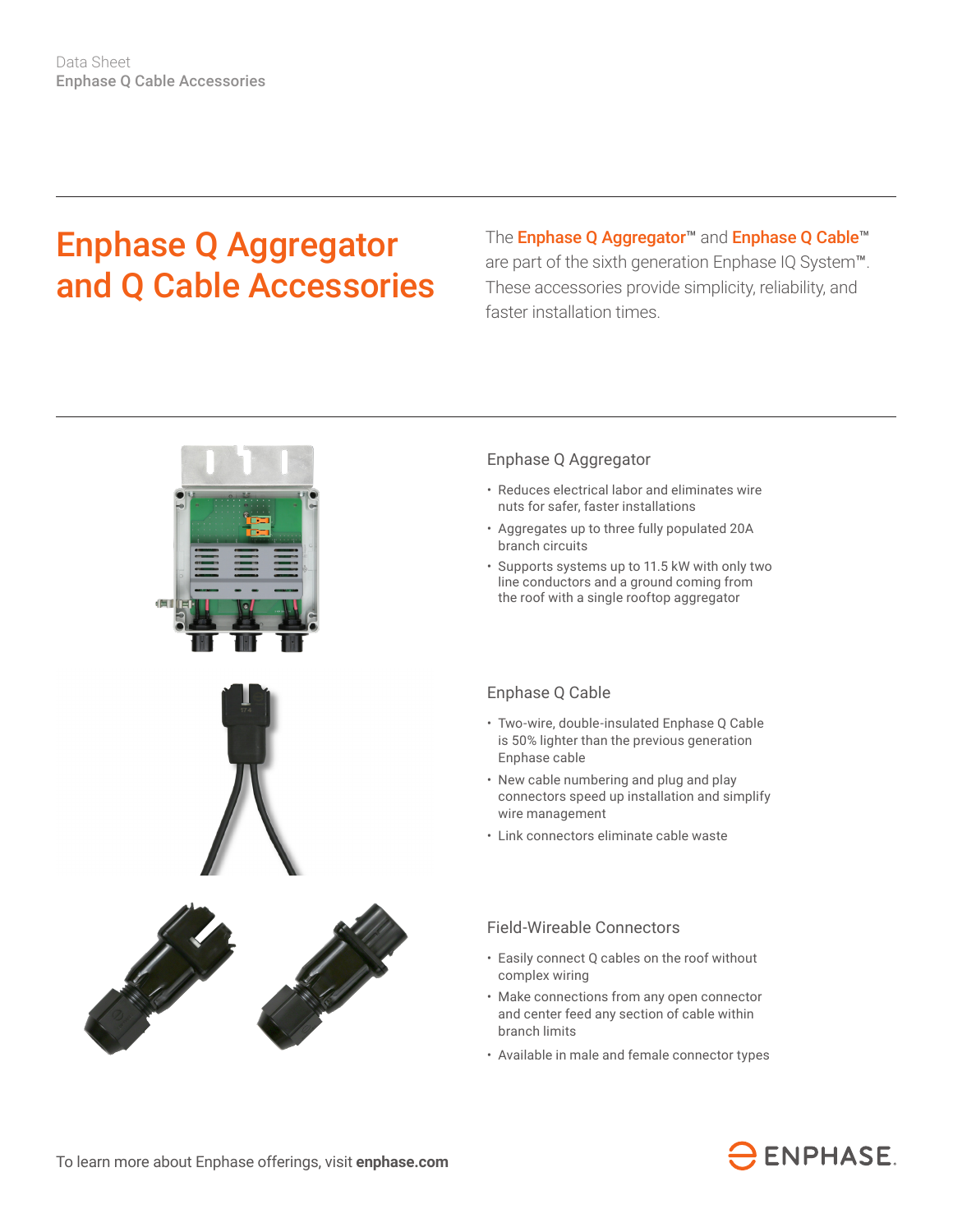Data Sheet
Enphase Q Cable Accessories

# Enphase Q Aggregator and Q Cable Accessories

The **Enphase Q Aggregator™** and **Enphase Q Cable™** are part of the sixth generation Enphase IQ System™. These accessories provide simplicity, reliability, and faster installation times.

## Enphase Q Aggregator

- Reduces electrical labor and eliminates wire nuts for safer, faster installations
- Aggregates up to three fully populated 20A branch circuits
- Supports systems up to 11.5 kW with only two line conductors and a ground coming from the roof with a single rooftop aggregator

## Enphase Q Cable

- Two-wire, double-insulated Enphase Q Cable is 50% lighter than the previous generation Enphase cable
- New cable numbering and plug and play connectors speed up installation and simplify wire management
- Link connectors eliminate cable waste

## Field-Wireable Connectors

- Easily connect Q cables on the roof without complex wiring
- Make connections from any open connector and center feed any section of cable within branch limits
- Available in male and female connector types

To learn more about Enphase offerings, visit **enphase.com**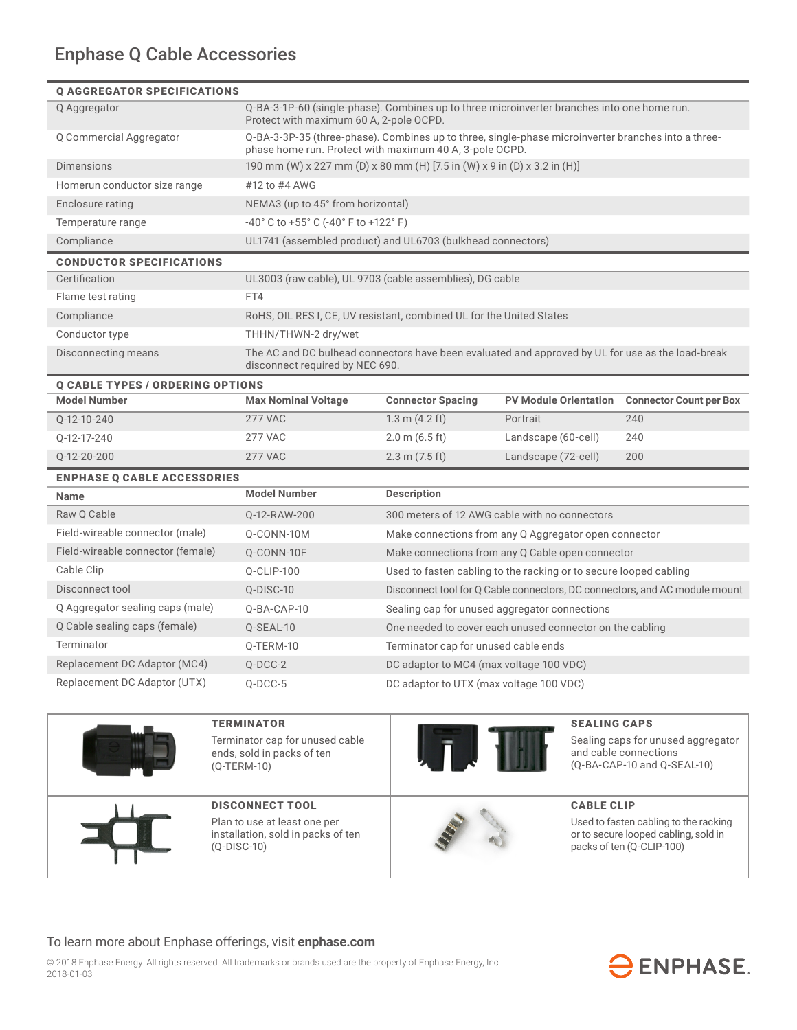# Enphase Q Cable Accessories

| Q AGGREGATOR SPECIFICATIONS | |
|---|---|
| Q Aggregator | Q-BA-3-1P-60 (single-phase). Combines up to three microinverter branches into one home run. Protect with maximum 60 A, 2-pole OCPD. |
| Q Commercial Aggregator | Q-BA-3-3P-35 (three-phase). Combines up to three, single-phase microinverter branches into a three-phase home run. Protect with maximum 40 A, 3-pole OCPD. |
| Dimensions | 190 mm (W) x 227 mm (D) x 80 mm (H) [7.5 in (W) x 9 in (D) x 3.2 in (H)] |
| Homerun conductor size range | #12 to #4 AWG |
| Enclosure rating | NEMA3 (up to 45° from horizontal) |
| Temperature range | -40° C to +55° C (-40° F to +122° F) |
| Compliance | UL1741 (assembled product) and UL6703 (bulkhead connectors) |

| CONDUCTOR SPECIFICATIONS | |
|---|---|
| Certification | UL3003 (raw cable), UL 9703 (cable assemblies), DG cable |
| Flame test rating | FT4 |
| Compliance | RoHS, OIL RES I, CE, UV resistant, combined UL for the United States |
| Conductor type | THHN/THWN-2 dry/wet |
| Disconnecting means | The AC and DC bulhead connectors have been evaluated and approved by UL for use as the load-break disconnect required by NEC 690. |

**Q CABLE TYPES / ORDERING OPTIONS**

| Model Number | Max Nominal Voltage | Connector Spacing | PV Module Orientation | Connector Count per Box |
|---|---|---|---|---|
| Q-12-10-240 | 277 VAC | 1.3 m (4.2 ft) | Portrait | 240 |
| Q-12-17-240 | 277 VAC | 2.0 m (6.5 ft) | Landscape (60-cell) | 240 |
| Q-12-20-200 | 277 VAC | 2.3 m (7.5 ft) | Landscape (72-cell) | 200 |

**ENPHASE Q CABLE ACCESSORIES**

| Name | Model Number | Description |
|---|---|---|
| Raw Q Cable | Q-12-RAW-200 | 300 meters of 12 AWG cable with no connectors |
| Field-wireable connector (male) | Q-CONN-10M | Make connections from any Q Aggregator open connector |
| Field-wireable connector (female) | Q-CONN-10F | Make connections from any Q Cable open connector |
| Cable Clip | Q-CLIP-100 | Used to fasten cabling to the racking or to secure looped cabling |
| Disconnect tool | Q-DISC-10 | Disconnect tool for Q Cable connectors, DC connectors, and AC module mount |
| Q Aggregator sealing caps (male) | Q-BA-CAP-10 | Sealing cap for unused aggregator connections |
| Q Cable sealing caps (female) | Q-SEAL-10 | One needed to cover each unused connector on the cabling |
| Terminator | Q-TERM-10 | Terminator cap for unused cable ends |
| Replacement DC Adaptor (MC4) | Q-DCC-2 | DC adaptor to MC4 (max voltage 100 VDC) |
| Replacement DC Adaptor (UTX) | Q-DCC-5 | DC adaptor to UTX (max voltage 100 VDC) |

**TERMINATOR**

Terminator cap for unused cable ends, sold in packs of ten (Q-TERM-10)

**SEALING CAPS**

Sealing caps for unused aggregator and cable connections (Q-BA-CAP-10 and Q-SEAL-10)

**DISCONNECT TOOL**

Plan to use at least one per installation, sold in packs of ten (Q-DISC-10)

**CABLE CLIP**

Used to fasten cabling to the racking or to secure looped cabling, sold in packs of ten (Q-CLIP-100)

To learn more about Enphase offerings, visit **enphase.com**

© 2018 Enphase Energy. All rights reserved. All trademarks or brands used are the property of Enphase Energy, Inc.
2018-01-03